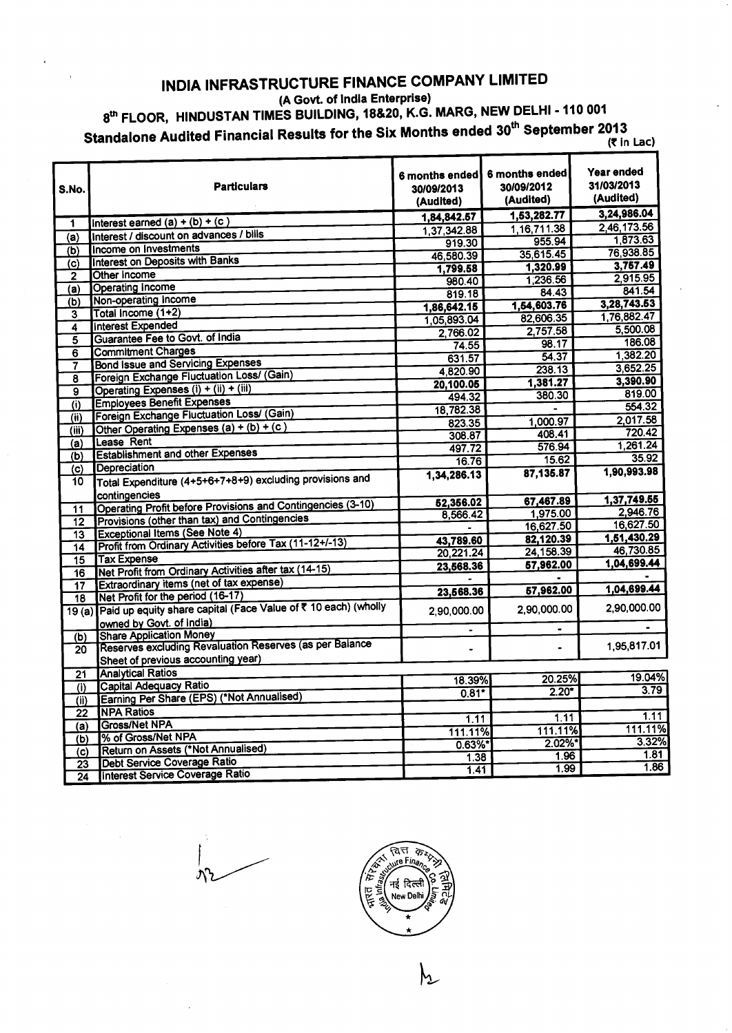# INDIA INFRASTRUCTURE FINANCE COMPANY LIMITED

**(A Govt. of India Enterprise)**

## 8th FLOOR, HINDUSTAN TIMES BUILDING, 18&20, K.G. MARG, NEW DELHI - 110 001

## Standalone Audited Financial Results for the Six Months ended 30th September 2013

(₹ in Lac)

| S.No. | Particulars | 6 months ended 30/09/2013 (Audited) | 6 months ended 30/09/2012 (Audited) | Year ended 31/03/2013 (Audited) |
|---|---|---|---|---|
| 1 | Interest earned (a) + (b) + (c ) | 1,84,842.57 | 1,53,282.77 | 3,24,986.04 |
| (a) | Interest / discount on advances / bills | 1,37,342.88 | 1,16,711.38 | 2,46,173.56 |
| (b) | Income on Investments | 919.30 | 955.94 | 1,873.63 |
| (c) | Interest on Deposits with Banks | 46,580.39 | 35,615.45 | 76,938.85 |
| 2 | Other Income | 1,799.58 | 1,320.99 | 3,757.49 |
| (a) | Operating Income | 980.40 | 1,236.56 | 2,915.95 |
| (b) | Non-operating Income | 819.18 | 84.43 | 841.54 |
| 3 | Total Income (1+2) | 1,86,642.15 | 1,54,603.76 | 3,28,743.53 |
| 4 | Interest Expended | 1,05,893.04 | 82,606.35 | 1,76,882.47 |
| 5 | Guarantee Fee to Govt. of India | 2,766.02 | 2,757.58 | 5,500.08 |
| 6 | Commitment Charges | 74.55 | 98.17 | 186.08 |
| 7 | Bond Issue and Servicing Expenses | 631.57 | 54.37 | 1,382.20 |
| 8 | Foreign Exchange Fluctuation Loss/ (Gain) | 4,820.90 | 238.13 | 3,652.25 |
| 9 | Operating Expenses (i) + (ii) + (iii) | 20,100.05 | 1,381.27 | 3,390.90 |
| (i) | Employees Benefit Expenses | 494.32 | 380.30 | 819.00 |
| (ii) | Foreign Exchange Fluctuation Loss/ (Gain) | 18,782.38 | - | 554.32 |
| (iii) | Other Operating Expenses (a) + (b) + (c ) | 823.35 | 1,000.97 | 2,017.58 |
| (a) | Lease Rent | 308.87 | 408.41 | 720.42 |
| (b) | Establishment and other Expenses | 497.72 | 576.94 | 1,261.24 |
| (c) | Depreciation | 16.76 | 15.62 | 35.92 |
| 10 | Total Expenditure (4+5+6+7+8+9) excluding provisions and contingencies | 1,34,286.13 | 87,135.87 | 1,90,993.98 |
| 11 | Operating Profit before Provisions and Contingencies (3-10) | 52,356.02 | 67,467.89 | 1,37,749.55 |
| 12 | Provisions (other than tax) and Contingencies | 8,566.42 | 1,975.00 | 2,946.76 |
| 13 | Exceptional Items (See Note 4) | - | 16,627.50 | 16,627.50 |
| 14 | Profit from Ordinary Activities before Tax (11-12+/-13) | 43,789.60 | 82,120.39 | 1,51,430.29 |
| 15 | Tax Expense | 20,221.24 | 24,158.39 | 46,730.85 |
| 16 | Net Profit from Ordinary Activities after tax (14-15) | 23,568.36 | 57,962.00 | 1,04,699.44 |
| 17 | Extraordinary items (net of tax expense) | - | - | - |
| 18 | Net Profit for the period (16-17) | 23,568.36 | 57,962.00 | 1,04,699.44 |
| 19 (a) | Paid up equity share capital (Face Value of ₹ 10 each) (wholly owned by Govt. of India) | 2,90,000.00 | 2,90,000.00 | 2,90,000.00 |
| (b) | Share Application Money | - | - | - |
| 20 | Reserves excluding Revaluation Reserves (as per Balance Sheet of previous accounting year) | - | - | 1,95,817.01 |
| 21 | Analytical Ratios | | | |
| (i) | Capital Adequacy Ratio | 18.39% | 20.25% | 19.04% |
| (ii) | Earning Per Share (EPS) (*Not Annualised) | 0.81* | 2.20* | 3.79 |
| 22 | NPA Ratios | | | |
| (a) | Gross/Net NPA | 1.11 | 1.11 | 1.11 |
| (b) | % of Gross/Net NPA | 111.11% | 111.11% | 111.11% |
| (c) | Return on Assets (*Not Annualised) | 0.63%* | 2.02%* | 3.32% |
| 23 | Debt Service Coverage Ratio | 1.38 | 1.96 | 1.81 |
| 24 | Interest Service Coverage Ratio | 1.41 | 1.99 | 1.86 |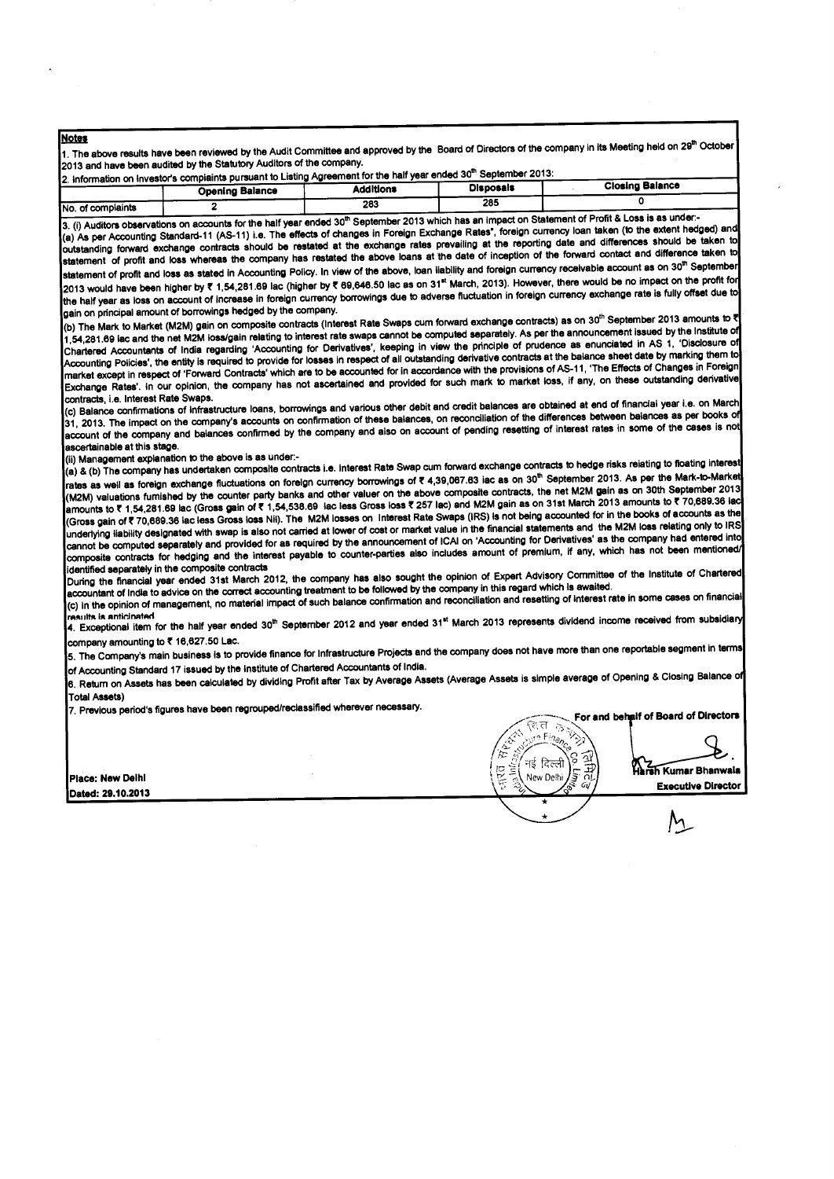**Notes**

1. The above results have been reviewed by the Audit Committee and approved by the Board of Directors of the company in its Meeting held on 29th October 2013 and have been audited by the Statutory Auditors of the company.

2. Information on Investor's complaints pursuant to Listing Agreement for the half year ended 30th September 2013:

| | Opening Balance | Additions | Disposals | Closing Balance |
|---|---|---|---|---|
| No. of complaints | 2 | 283 | 285 | 0 |

3. (i) Auditors observations on accounts for the half year ended 30th September 2013 which has an impact on Statement of Profit & Loss is as under:-

(a) As per Accounting Standard-11 (AS-11) i.e. The effects of changes in Foreign Exchange Rates", foreign currency loan taken (to the extent hedged) and outstanding forward exchange contracts should be restated at the exchange rates prevailing at the reporting date and differences should be taken to statement of profit and loss whereas the company has restated the above loans at the date of inception of the forward contact and difference taken to statement of profit and loss as stated in Accounting Policy. In view of the above, loan liability and foreign currency receivable account as on 30th September 2013 would have been higher by ₹ 1,54,281.69 lac (higher by ₹ 69,646.50 lac as on 31st March, 2013). However, there would be no impact on the profit for the half year as loss on account of increase in foreign currency borrowings due to adverse fluctuation in foreign currency exchange rate is fully offset due to gain on principal amount of borrowings hedged by the company.

(b) The Mark to Market (M2M) gain on composite contracts (Interest Rate Swaps cum forward exchange contracts) as on 30th September 2013 amounts to ₹ 1,54,281.69 lac and the net M2M loss/gain relating to interest rate swaps cannot be computed separately. As per the announcement issued by the Institute of Chartered Accountants of India regarding 'Accounting for Derivatives', keeping in view the principle of prudence as enunciated in AS 1, 'Disclosure of Accounting Policies', the entity is required to provide for losses in respect of all outstanding derivative contracts at the balance sheet date by marking them to market except in respect of 'Forward Contracts' which are to be accounted for in accordance with the provisions of AS-11, 'The Effects of Changes in Foreign Exchange Rates'. In our opinion, the company has not ascertained and provided for such mark to market loss, if any, on these outstanding derivative contracts, i.e. Interest Rate Swaps.

(c) Balance confirmations of Infrastructure loans, borrowings and various other debit and credit balances are obtained at end of financial year i.e. on March 31, 2013. The impact on the company's accounts on confirmation of these balances, on reconciliation of the differences between balances as per books of account of the company and balances confirmed by the company and also on account of pending resetting of interest rates in some of the cases is not ascertainable at this stage.

(ii) Management explanation to the above is as under:-

(a) & (b) The company has undertaken composite contracts i.e. Interest Rate Swap cum forward exchange contracts to hedge risks relating to floating interest rates as well as foreign exchange fluctuations on foreign currency borrowings of ₹ 4,39,067.63 lac as on 30th September 2013. As per the Mark-to-Market (M2M) valuations furnished by the counter party banks and other valuer on the above composite contracts, the net M2M gain as on 30th September 2013 amounts to ₹ 1,54,281.69 lac (Gross gain of ₹ 1,54,538.69 lac less Gross loss ₹ 257 lac) and M2M gain as on 31st March 2013 amounts to ₹ 70,689.36 lac (Gross gain of ₹ 70,689.36 lac less Gross loss Nil). The M2M losses on Interest Rate Swaps (IRS) is not being accounted for in the books of accounts as the underlying liability designated with swap is also not carried at lower of cost or market value in the financial statements and the M2M loss relating only to IRS cannot be computed separately and provided for as required by the announcement of ICAI on 'Accounting for Derivatives' as the company had entered into composite contracts for hedging and the interest payable to counter-parties also includes amount of premium, if any, which has not been mentioned/ identified separately in the composite contracts

During the financial year ended 31st March 2012, the company has also sought the opinion of Expert Advisory Committee of the Institute of Chartered accountant of India to advice on the correct accounting treatment to be followed by the company in this regard which is awaited.

(c) In the opinion of management, no material impact of such balance confirmation and reconciliation and resetting of interest rate in some cases on financial results is anticipated

4. Exceptional item for the half year ended 30th September 2012 and year ended 31st March 2013 represents dividend income received from subsidiary company amounting to ₹ 16,627.50 Lac.

5. The Company's main business is to provide finance for Infrastructure Projects and the company does not have more than one reportable segment in terms of Accounting Standard 17 issued by the Institute of Chartered Accountants of India.

6. Return on Assets has been calculated by dividing Profit after Tax by Average Assets (Average Assets is simple average of Opening & Closing Balance of Total Assets)

7. Previous period's figures have been regrouped/reclassified wherever necessary.

For and behalf of Board of Directors

Harsh Kumar Bhanwala
Executive Director

Place: New Delhi
Dated: 29.10.2013